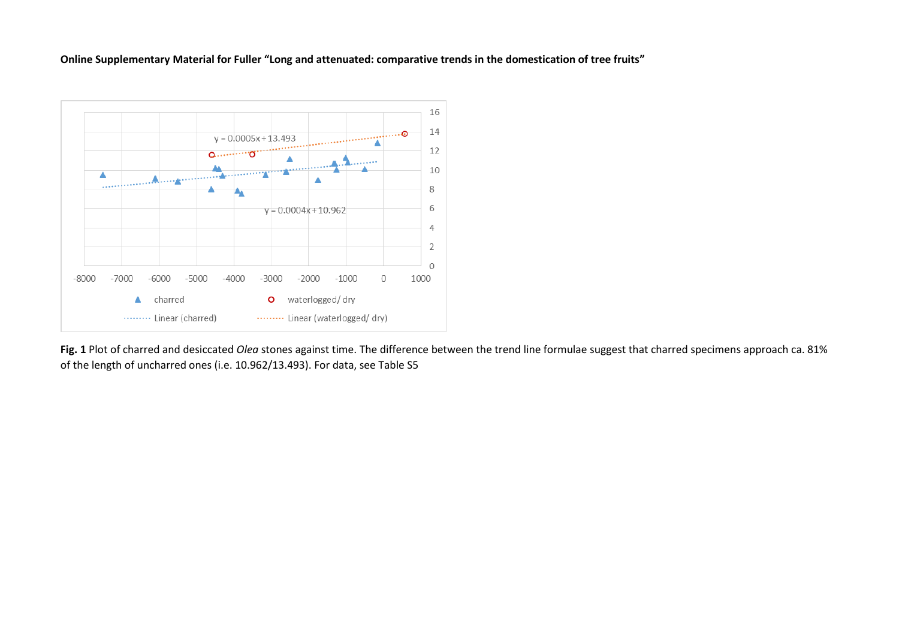**Online Supplementary Material for Fuller "Long and attenuated: comparative trends in the domestication of tree fruits"**

**Fig. 1** Plot of charred and desiccated *Olea* stones against time. The difference between the trend line formulae suggest that charred specimens approach ca. 81% of the length of uncharred ones (i.e. 10.962/13.493). For data, see Table S5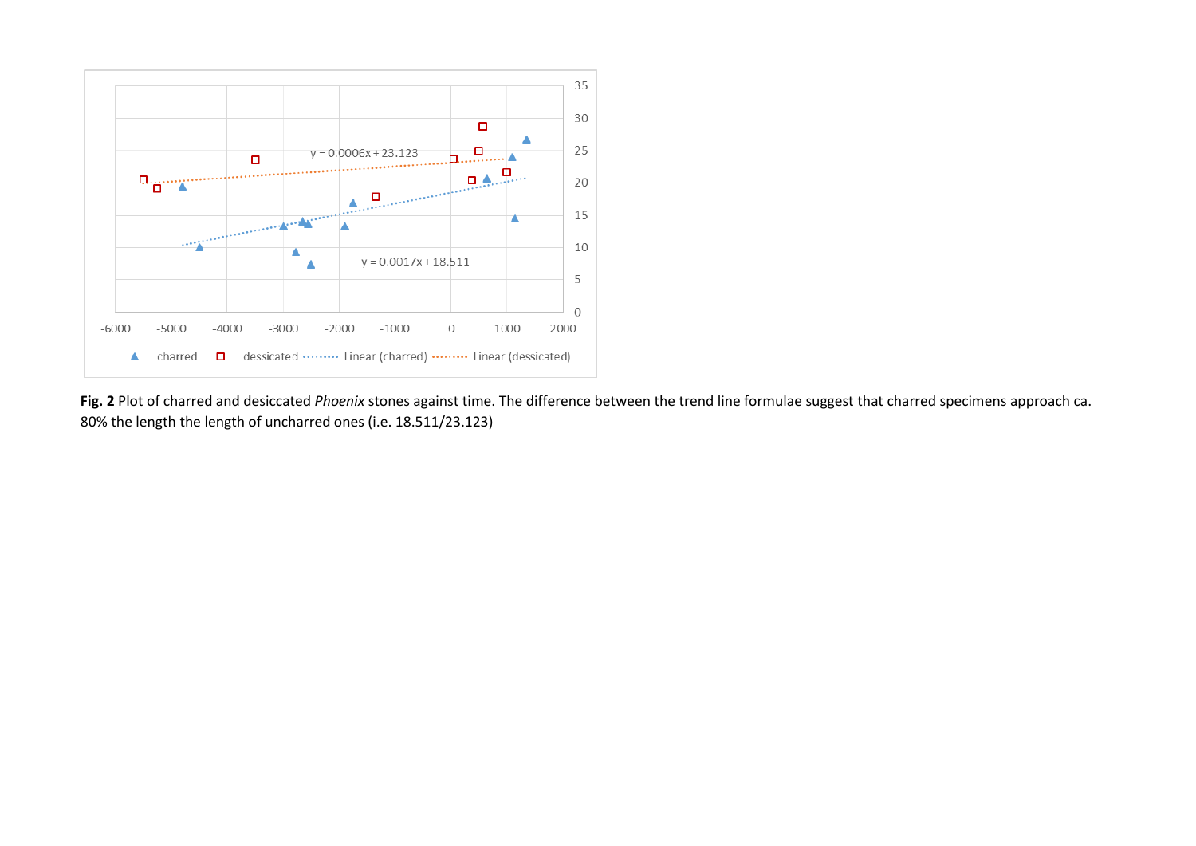**Fig. 2** Plot of charred and desiccated *Phoenix* stones against time. The difference between the trend line formulae suggest that charred specimens approach ca. 80% the length the length of uncharred ones (i.e. 18.511/23.123)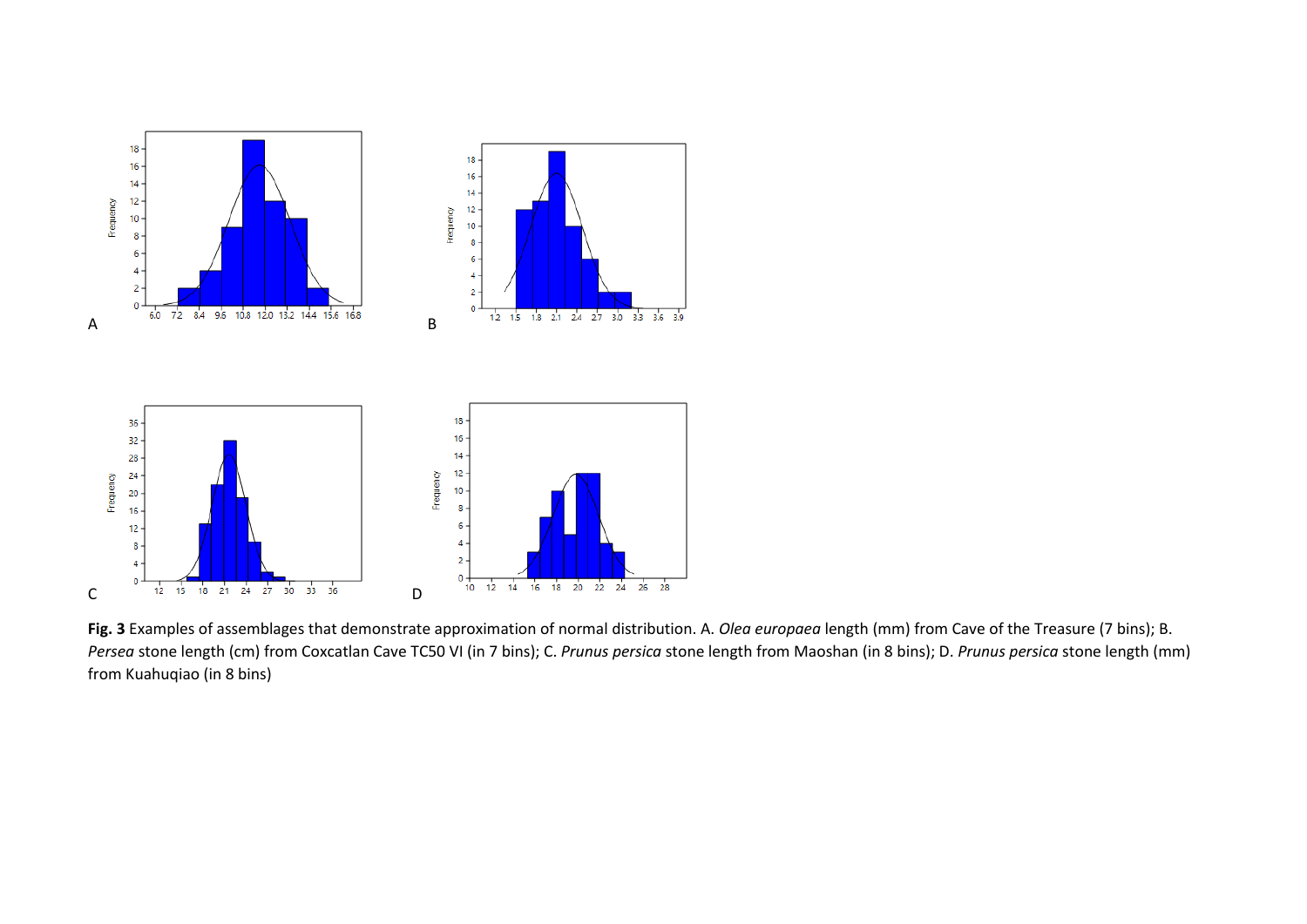**Fig. 3** Examples of assemblages that demonstrate approximation of normal distribution. A. *Olea europaea* length (mm) from Cave of the Treasure (7 bins); B. *Persea* stone length (cm) from Coxcatlan Cave TC50 VI (in 7 bins); C. *Prunus persica* stone length from Maoshan (in 8 bins); D. *Prunus persica* stone length (mm) from Kuahuqiao (in 8 bins)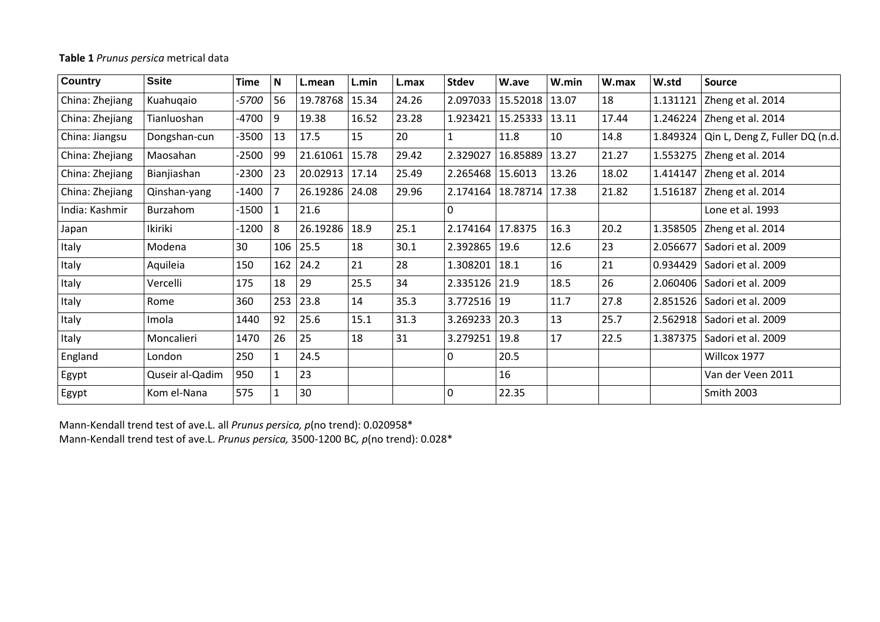**Table 1** *Prunus persica* metrical data

| Country | Ssite | Time | N | L.mean | L.min | L.max | Stdev | W.ave | W.min | W.max | W.std | Source |
|---|---|---|---|---|---|---|---|---|---|---|---|---|
| China: Zhejiang | Kuahuqaio | *-5700* | 56 | 19.78768 | 15.34 | 24.26 | 2.097033 | 15.52018 | 13.07 | 18 | 1.131121 | Zheng et al. 2014 |
| China: Zhejiang | Tianluoshan | -4700 | 9 | 19.38 | 16.52 | 23.28 | 1.923421 | 15.25333 | 13.11 | 17.44 | 1.246224 | Zheng et al. 2014 |
| China: Jiangsu | Dongshan-cun | -3500 | 13 | 17.5 | 15 | 20 | 1 | 11.8 | 10 | 14.8 | 1.849324 | Qin L, Deng Z, Fuller DQ (n.d. |
| China: Zhejiang | Maosahan | -2500 | 99 | 21.61061 | 15.78 | 29.42 | 2.329027 | 16.85889 | 13.27 | 21.27 | 1.553275 | Zheng et al. 2014 |
| China: Zhejiang | Bianjiashan | -2300 | 23 | 20.02913 | 17.14 | 25.49 | 2.265468 | 15.6013 | 13.26 | 18.02 | 1.414147 | Zheng et al. 2014 |
| China: Zhejiang | Qinshan-yang | -1400 | 7 | 26.19286 | 24.08 | 29.96 | 2.174164 | 18.78714 | 17.38 | 21.82 | 1.516187 | Zheng et al. 2014 |
| India: Kashmir | Burzahom | -1500 | 1 | 21.6 | | | 0 | | | | | Lone et al. 1993 |
| Japan | Ikiriki | -1200 | 8 | 26.19286 | 18.9 | 25.1 | 2.174164 | 17.8375 | 16.3 | 20.2 | 1.358505 | Zheng et al. 2014 |
| Italy | Modena | 30 | 106 | 25.5 | 18 | 30.1 | 2.392865 | 19.6 | 12.6 | 23 | 2.056677 | Sadori et al. 2009 |
| Italy | Aquileia | 150 | 162 | 24.2 | 21 | 28 | 1.308201 | 18.1 | 16 | 21 | 0.934429 | Sadori et al. 2009 |
| Italy | Vercelli | 175 | 18 | 29 | 25.5 | 34 | 2.335126 | 21.9 | 18.5 | 26 | 2.060406 | Sadori et al. 2009 |
| Italy | Rome | 360 | 253 | 23.8 | 14 | 35.3 | 3.772516 | 19 | 11.7 | 27.8 | 2.851526 | Sadori et al. 2009 |
| Italy | Imola | 1440 | 92 | 25.6 | 15.1 | 31.3 | 3.269233 | 20.3 | 13 | 25.7 | 2.562918 | Sadori et al. 2009 |
| Italy | Moncalieri | 1470 | 26 | 25 | 18 | 31 | 3.279251 | 19.8 | 17 | 22.5 | 1.387375 | Sadori et al. 2009 |
| England | London | 250 | 1 | 24.5 | | | 0 | 20.5 | | | | Willcox 1977 |
| Egypt | Quseir al-Qadim | 950 | 1 | 23 | | | | 16 | | | | Van der Veen 2011 |
| Egypt | Kom el-Nana | 575 | 1 | 30 | | | 0 | 22.35 | | | | Smith 2003 |

Mann-Kendall trend test of ave.L. all *Prunus persica, p*(no trend): 0.020958*
Mann-Kendall trend test of ave.L. *Prunus persica,* 3500-1200 BC*, p*(no trend): 0.028*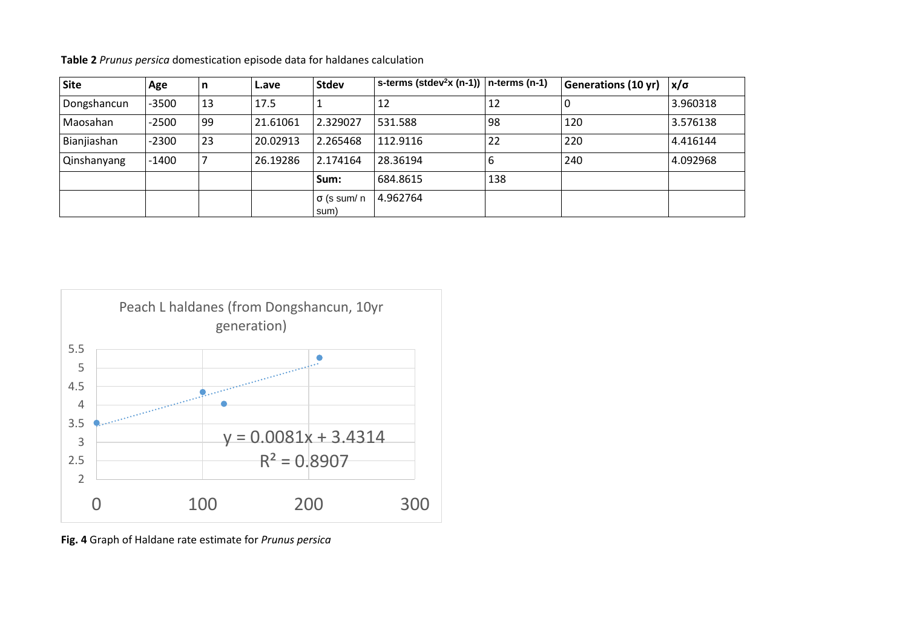**Table 2** *Prunus persica* domestication episode data for haldanes calculation

| Site | Age | n | L.ave | Stdev | s-terms ($stdev^2$x (n-1)) | n-terms (n-1) | Generations (10 yr) | x/σ |
|---|---|---|---|---|---|---|---|---|
| Dongshancun | -3500 | 13 | 17.5 | 1 | 12 | 12 | 0 | 3.960318 |
| Maosahan | -2500 | 99 | 21.61061 | 2.329027 | 531.588 | 98 | 120 | 3.576138 |
| Bianjiashan | -2300 | 23 | 20.02913 | 2.265468 | 112.9116 | 22 | 220 | 4.416144 |
| Qinshanyang | -1400 | 7 | 26.19286 | 2.174164 | 28.36194 | 6 | 240 | 4.092968 |
| | | | | **Sum:** | 684.8615 | 138 | | |
| | | | | σ (s sum/ n sum) | 4.962764 | | | |

Peach L haldanes (from Dongshancun, 10yr generation)

$y = 0.0081x + 3.4314$

$R^2 = 0.8907$

**Fig. 4** Graph of Haldane rate estimate for *Prunus persica*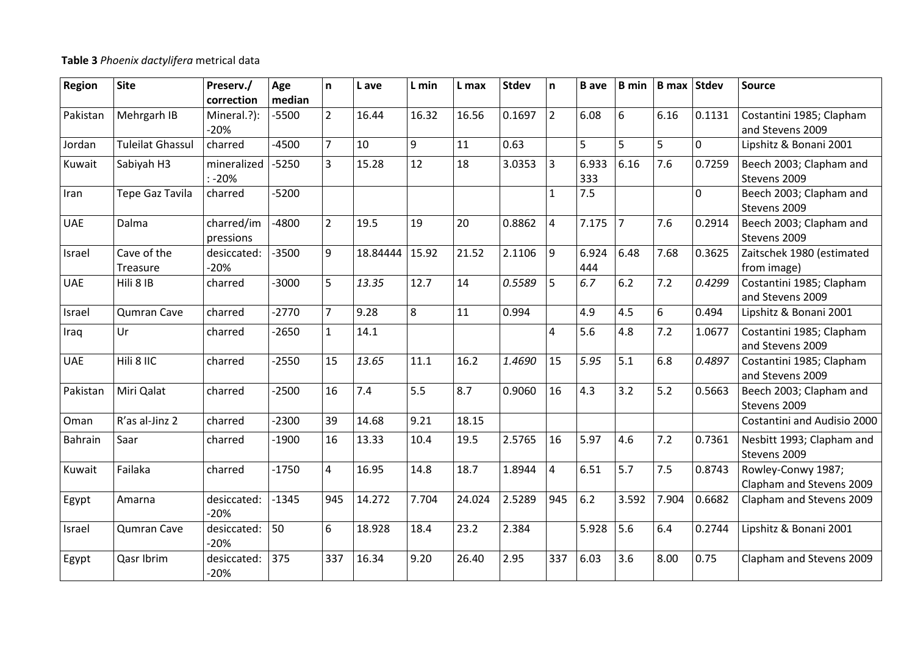**Table 3** *Phoenix dactylifera* metrical data

| Region | Site | Preserv./ correction | Age median | n | L ave | L min | L max | Stdev | n | B ave | B min | B max | Stdev | Source |
|---|---|---|---|---|---|---|---|---|---|---|---|---|---|---|
| Pakistan | Mehrgarh IB | Mineral.?): -20% | -5500 | 2 | 16.44 | 16.32 | 16.56 | 0.1697 | 2 | 6.08 | 6 | 6.16 | 0.1131 | Costantini 1985; Clapham and Stevens 2009 |
| Jordan | Tuleilat Ghassul | charred | -4500 | 7 | 10 | 9 | 11 | 0.63 | | 5 | 5 | 5 | 0 | Lipshitz & Bonani 2001 |
| Kuwait | Sabiyah H3 | mineralized : -20% | -5250 | 3 | 15.28 | 12 | 18 | 3.0353 | 3 | 6.933333 | 6.16 | 7.6 | 0.7259 | Beech 2003; Clapham and Stevens 2009 |
| Iran | Tepe Gaz Tavila | charred | -5200 | | | | | | 1 | 7.5 | | | 0 | Beech 2003; Clapham and Stevens 2009 |
| UAE | Dalma | charred/impressions | -4800 | 2 | 19.5 | 19 | 20 | 0.8862 | 4 | 7.175 | 7 | 7.6 | 0.2914 | Beech 2003; Clapham and Stevens 2009 |
| Israel | Cave of the Treasure | desiccated: -20% | -3500 | 9 | 18.84444 | 15.92 | 21.52 | 2.1106 | 9 | 6.924444 | 6.48 | 7.68 | 0.3625 | Zaitschek 1980 (estimated from image) |
| UAE | Hili 8 IB | charred | -3000 | 5 | *13.35* | 12.7 | 14 | *0.5589* | 5 | *6.7* | 6.2 | 7.2 | *0.4299* | Costantini 1985; Clapham and Stevens 2009 |
| Israel | Qumran Cave | charred | -2770 | 7 | 9.28 | 8 | 11 | 0.994 | | 4.9 | 4.5 | 6 | 0.494 | Lipshitz & Bonani 2001 |
| Iraq | Ur | charred | -2650 | 1 | 14.1 | | | | 4 | 5.6 | 4.8 | 7.2 | 1.0677 | Costantini 1985; Clapham and Stevens 2009 |
| UAE | Hili 8 IIC | charred | -2550 | 15 | *13.65* | 11.1 | 16.2 | *1.4690* | 15 | *5.95* | 5.1 | 6.8 | *0.4897* | Costantini 1985; Clapham and Stevens 2009 |
| Pakistan | Miri Qalat | charred | -2500 | 16 | 7.4 | 5.5 | 8.7 | 0.9060 | 16 | 4.3 | 3.2 | 5.2 | 0.5663 | Beech 2003; Clapham and Stevens 2009 |
| Oman | R'as al-Jinz 2 | charred | -2300 | 39 | 14.68 | 9.21 | 18.15 | | | | | | | Costantini and Audisio 2000 |
| Bahrain | Saar | charred | -1900 | 16 | 13.33 | 10.4 | 19.5 | 2.5765 | 16 | 5.97 | 4.6 | 7.2 | 0.7361 | Nesbitt 1993; Clapham and Stevens 2009 |
| Kuwait | Failaka | charred | -1750 | 4 | 16.95 | 14.8 | 18.7 | 1.8944 | 4 | 6.51 | 5.7 | 7.5 | 0.8743 | Rowley-Conwy 1987; Clapham and Stevens 2009 |
| Egypt | Amarna | desiccated: -20% | -1345 | 945 | 14.272 | 7.704 | 24.024 | 2.5289 | 945 | 6.2 | 3.592 | 7.904 | 0.6682 | Clapham and Stevens 2009 |
| Israel | Qumran Cave | desiccated: -20% | 50 | 6 | 18.928 | 18.4 | 23.2 | 2.384 | | 5.928 | 5.6 | 6.4 | 0.2744 | Lipshitz & Bonani 2001 |
| Egypt | Qasr Ibrim | desiccated: -20% | 375 | 337 | 16.34 | 9.20 | 26.40 | 2.95 | 337 | 6.03 | 3.6 | 8.00 | 0.75 | Clapham and Stevens 2009 |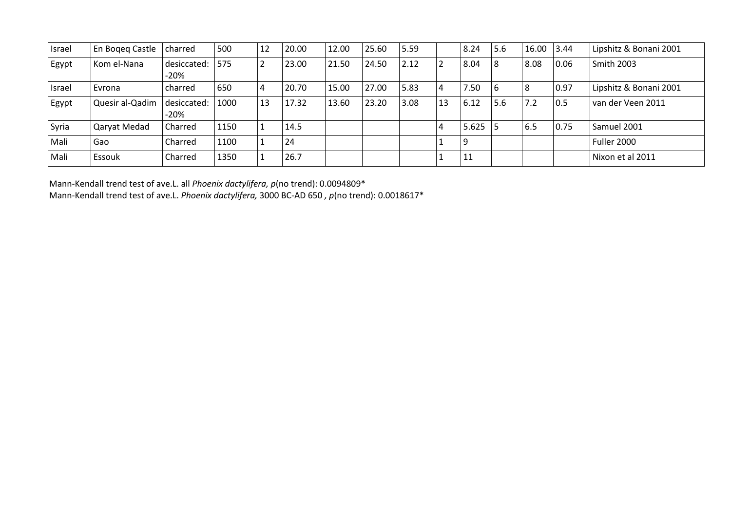| | | | | | | | | | | | | | | |
|---|---|---|---|---|---|---|---|---|---|---|---|---|---|---|
| Israel | En Boqeq Castle | charred | 500 | 12 | 20.00 | 12.00 | 25.60 | 5.59 | | 8.24 | 5.6 | 16.00 | 3.44 | Lipshitz & Bonani 2001 |
| Egypt | Kom el-Nana | desiccated: -20% | 575 | 2 | 23.00 | 21.50 | 24.50 | 2.12 | 2 | 8.04 | 8 | 8.08 | 0.06 | Smith 2003 |
| Israel | Evrona | charred | 650 | 4 | 20.70 | 15.00 | 27.00 | 5.83 | 4 | 7.50 | 6 | 8 | 0.97 | Lipshitz & Bonani 2001 |
| Egypt | Quesir al-Qadim | desiccated: -20% | 1000 | 13 | 17.32 | 13.60 | 23.20 | 3.08 | 13 | 6.12 | 5.6 | 7.2 | 0.5 | van der Veen 2011 |
| Syria | Qaryat Medad | Charred | 1150 | 1 | 14.5 | | | | 4 | 5.625 | 5 | 6.5 | 0.75 | Samuel 2001 |
| Mali | Gao | Charred | 1100 | 1 | 24 | | | | 1 | 9 | | | | Fuller 2000 |
| Mali | Essouk | Charred | 1350 | 1 | 26.7 | | | | 1 | 11 | | | | Nixon et al 2011 |

Mann-Kendall trend test of ave.L. all *Phoenix dactylifera*, *p*(no trend): 0.0094809*
Mann-Kendall trend test of ave.L. *Phoenix dactylifera*, 3000 BC-AD 650 , *p*(no trend): 0.0018617*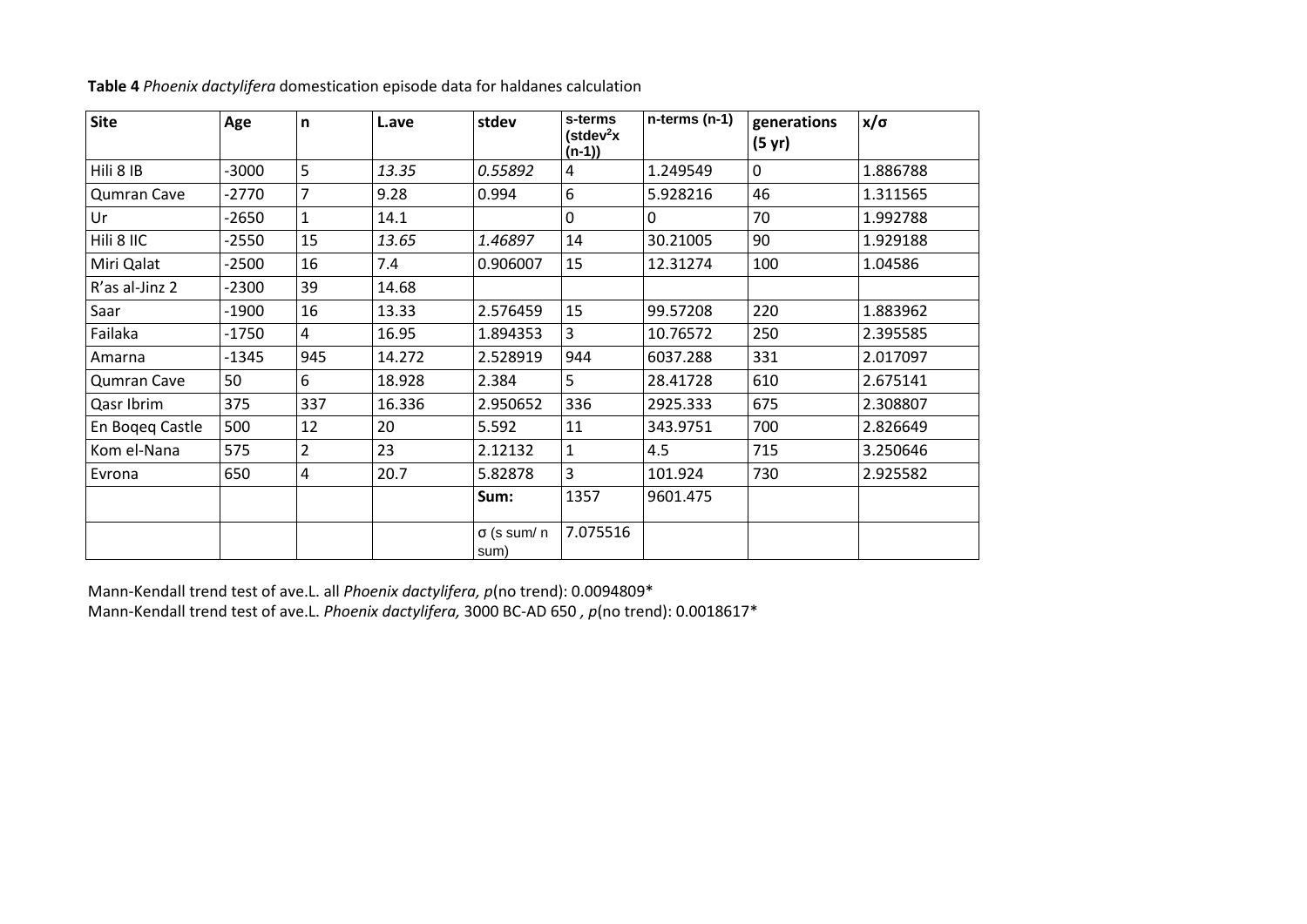**Table 4** *Phoenix dactylifera* domestication episode data for haldanes calculation

| Site | Age | n | L.ave | stdev | s-terms ($stdev^2$x (n-1)) | n-terms (n-1) | generations (5 yr) | x/σ |
|---|---|---|---|---|---|---|---|---|
| Hili 8 IB | -3000 | 5 | *13.35* | *0.55892* | 4 | 1.249549 | 0 | 1.886788 |
| Qumran Cave | -2770 | 7 | 9.28 | 0.994 | 6 | 5.928216 | 46 | 1.311565 |
| Ur | -2650 | 1 | 14.1 | | 0 | 0 | 70 | 1.992788 |
| Hili 8 IIC | -2550 | 15 | *13.65* | *1.46897* | 14 | 30.21005 | 90 | 1.929188 |
| Miri Qalat | -2500 | 16 | 7.4 | 0.906007 | 15 | 12.31274 | 100 | 1.04586 |
| R'as al-Jinz 2 | -2300 | 39 | 14.68 | | | | | |
| Saar | -1900 | 16 | 13.33 | 2.576459 | 15 | 99.57208 | 220 | 1.883962 |
| Failaka | -1750 | 4 | 16.95 | 1.894353 | 3 | 10.76572 | 250 | 2.395585 |
| Amarna | -1345 | 945 | 14.272 | 2.528919 | 944 | 6037.288 | 331 | 2.017097 |
| Qumran Cave | 50 | 6 | 18.928 | 2.384 | 5 | 28.41728 | 610 | 2.675141 |
| Qasr Ibrim | 375 | 337 | 16.336 | 2.950652 | 336 | 2925.333 | 675 | 2.308807 |
| En Boqeq Castle | 500 | 12 | 20 | 5.592 | 11 | 343.9751 | 700 | 2.826649 |
| Kom el-Nana | 575 | 2 | 23 | 2.12132 | 1 | 4.5 | 715 | 3.250646 |
| Evrona | 650 | 4 | 20.7 | 5.82878 | 3 | 101.924 | 730 | 2.925582 |
| | | | | Sum: | 1357 | 9601.475 | | |
| | | | | σ (s sum/ n sum) | 7.075516 | | | |

Mann-Kendall trend test of ave.L. all *Phoenix dactylifera, p*(no trend): 0.0094809*
Mann-Kendall trend test of ave.L. *Phoenix dactylifera,* 3000 BC-AD 650 *, p*(no trend): 0.0018617*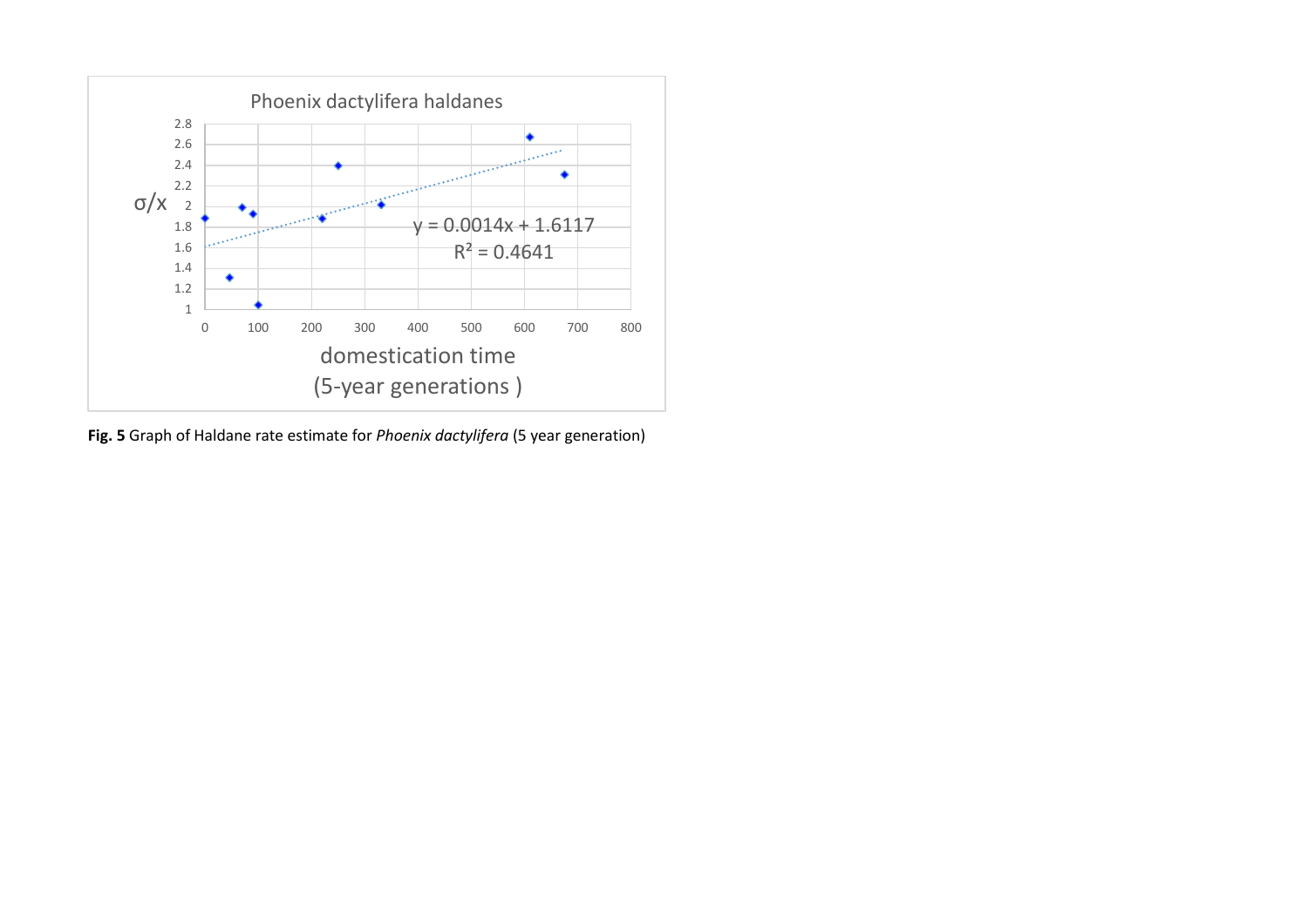**Fig. 5** Graph of Haldane rate estimate for *Phoenix dactylifera* (5 year generation)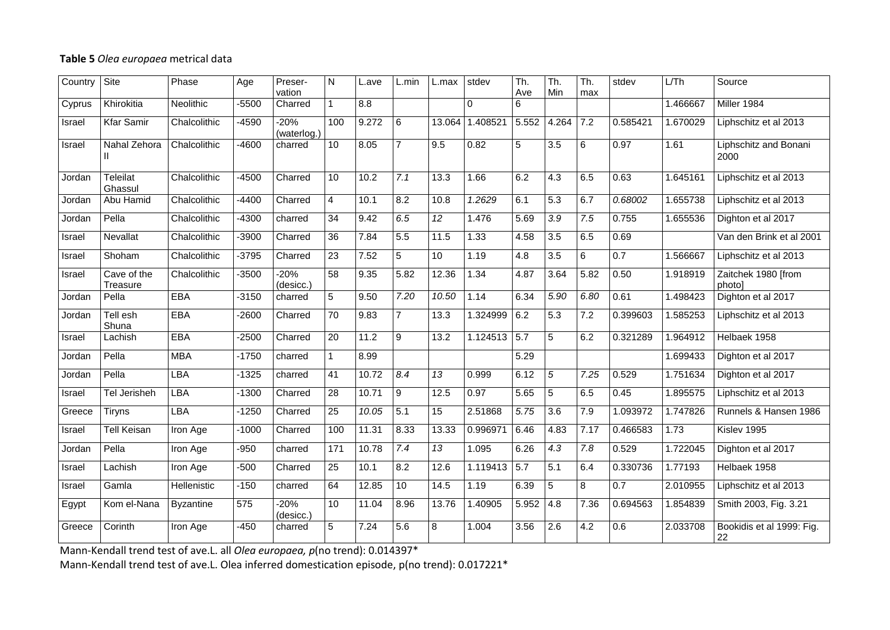**Table 5** *Olea europaea* metrical data

| Country | Site | Phase | Age | Preser-vation | N | L.ave | L.min | L.max | stdev | Th. Ave | Th. Min | Th. max | stdev | L/Th | Source |
|---|---|---|---|---|---|---|---|---|---|---|---|---|---|---|---|
| Cyprus | Khirokitia | Neolithic | -5500 | Charred | 1 | 8.8 | | | 0 | 6 | | | | 1.466667 | Miller 1984 |
| Israel | Kfar Samir | Chalcolithic | -4590 | -20% (waterlog.) | 100 | 9.272 | 6 | 13.064 | 1.408521 | 5.552 | 4.264 | 7.2 | 0.585421 | 1.670029 | Liphschitz et al 2013 |
| Israel | Nahal Zehora II | Chalcolithic | -4600 | charred | 10 | 8.05 | 7 | 9.5 | 0.82 | 5 | 3.5 | 6 | 0.97 | 1.61 | Liphschitz and Bonani 2000 |
| Jordan | Teleilat Ghassul | Chalcolithic | -4500 | Charred | 10 | 10.2 | *7.1* | 13.3 | 1.66 | 6.2 | 4.3 | 6.5 | 0.63 | 1.645161 | Liphschitz et al 2013 |
| Jordan | Abu Hamid | Chalcolithic | -4400 | Charred | 4 | 10.1 | 8.2 | 10.8 | *1.2629* | 6.1 | 5.3 | 6.7 | *0.68002* | 1.655738 | Liphschitz et al 2013 |
| Jordan | Pella | Chalcolithic | -4300 | charred | 34 | 9.42 | *6.5* | *12* | 1.476 | 5.69 | *3.9* | *7.5* | 0.755 | 1.655536 | Dighton et al 2017 |
| Israel | Nevallat | Chalcolithic | -3900 | Charred | 36 | 7.84 | 5.5 | 11.5 | 1.33 | 4.58 | 3.5 | 6.5 | 0.69 | | Van den Brink et al 2001 |
| Israel | Shoham | Chalcolithic | -3795 | Charred | 23 | 7.52 | 5 | 10 | 1.19 | 4.8 | 3.5 | 6 | 0.7 | 1.566667 | Liphschitz et al 2013 |
| Israel | Cave of the Treasure | Chalcolithic | -3500 | -20% (desicc.) | 58 | 9.35 | 5.82 | 12.36 | 1.34 | 4.87 | 3.64 | 5.82 | 0.50 | 1.918919 | Zaitchek 1980 [from photo] |
| Jordan | Pella | EBA | -3150 | charred | 5 | 9.50 | *7.20* | *10.50* | 1.14 | 6.34 | *5.90* | *6.80* | 0.61 | 1.498423 | Dighton et al 2017 |
| Jordan | Tell esh Shuna | EBA | -2600 | Charred | 70 | 9.83 | 7 | 13.3 | 1.324999 | 6.2 | 5.3 | 7.2 | 0.399603 | 1.585253 | Liphschitz et al 2013 |
| Israel | Lachish | EBA | -2500 | Charred | 20 | 11.2 | 9 | 13.2 | 1.124513 | 5.7 | 5 | 6.2 | 0.321289 | 1.964912 | Helbaek 1958 |
| Jordan | Pella | MBA | -1750 | charred | 1 | 8.99 | | | | 5.29 | | | | 1.699433 | Dighton et al 2017 |
| Jordan | Pella | LBA | -1325 | charred | 41 | 10.72 | *8.4* | *13* | 0.999 | 6.12 | *5* | *7.25* | 0.529 | 1.751634 | Dighton et al 2017 |
| Israel | Tel Jerisheh | LBA | -1300 | Charred | 28 | 10.71 | 9 | 12.5 | 0.97 | 5.65 | 5 | 6.5 | 0.45 | 1.895575 | Liphschitz et al 2013 |
| Greece | Tiryns | LBA | -1250 | Charred | 25 | *10.05* | 5.1 | 15 | 2.51868 | *5.75* | 3.6 | 7.9 | 1.093972 | 1.747826 | Runnels & Hansen 1986 |
| Israel | Tell Keisan | Iron Age | -1000 | Charred | 100 | 11.31 | 8.33 | 13.33 | 0.996971 | 6.46 | 4.83 | 7.17 | 0.466583 | 1.73 | Kislev 1995 |
| Jordan | Pella | Iron Age | -950 | charred | 171 | 10.78 | *7.4* | *13* | 1.095 | 6.26 | *4.3* | *7.8* | 0.529 | 1.722045 | Dighton et al 2017 |
| Israel | Lachish | Iron Age | -500 | Charred | 25 | 10.1 | 8.2 | 12.6 | 1.119413 | 5.7 | 5.1 | 6.4 | 0.330736 | 1.77193 | Helbaek 1958 |
| Israel | Gamla | Hellenistic | -150 | charred | 64 | 12.85 | 10 | 14.5 | 1.19 | 6.39 | 5 | 8 | 0.7 | 2.010955 | Liphschitz et al 2013 |
| Egypt | Kom el-Nana | Byzantine | 575 | -20% (desicc.) | 10 | 11.04 | 8.96 | 13.76 | 1.40905 | 5.952 | 4.8 | 7.36 | 0.694563 | 1.854839 | Smith 2003, Fig. 3.21 |
| Greece | Corinth | Iron Age | -450 | charred | 5 | 7.24 | 5.6 | 8 | 1.004 | 3.56 | 2.6 | 4.2 | 0.6 | 2.033708 | Bookidis et al 1999: Fig. 22 |

Mann-Kendall trend test of ave.L. all *Olea europaea, p*(no trend): 0.014397*

Mann-Kendall trend test of ave.L. Olea inferred domestication episode, p(no trend): 0.017221*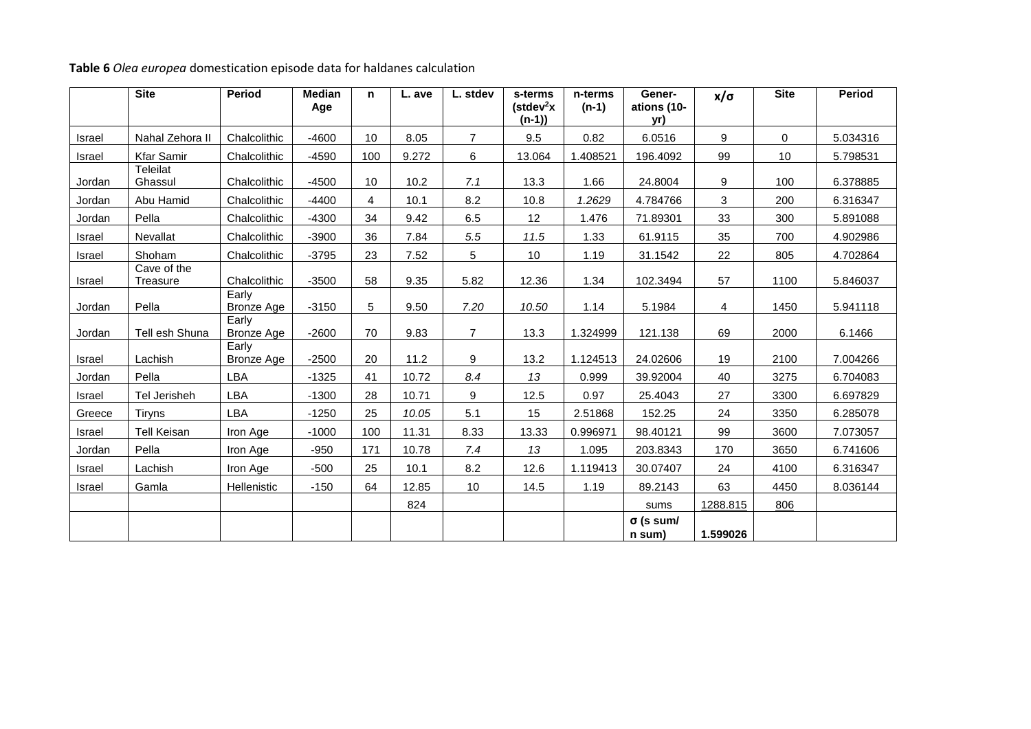**Table 6** *Olea europea* domestication episode data for haldanes calculation

| | Site | Period | Median Age | n | L. ave | L. stdev | s-terms ($stdev^2$x (n-1)) | n-terms (n-1) | Gener-ations (10-yr) | x/σ | Site | Period |
|---|---|---|---|---|---|---|---|---|---|---|---|---|
| Israel | Nahal Zehora II | Chalcolithic | -4600 | 10 | 8.05 | 7 | 9.5 | 0.82 | 6.0516 | 9 | 0 | 5.034316 |
| Israel | Kfar Samir | Chalcolithic | -4590 | 100 | 9.272 | 6 | 13.064 | 1.408521 | 196.4092 | 99 | 10 | 5.798531 |
| Jordan | Teleilat Ghassul | Chalcolithic | -4500 | 10 | 10.2 | *7.1* | 13.3 | 1.66 | 24.8004 | 9 | 100 | 6.378885 |
| Jordan | Abu Hamid | Chalcolithic | -4400 | 4 | 10.1 | 8.2 | 10.8 | *1.2629* | 4.784766 | 3 | 200 | 6.316347 |
| Jordan | Pella | Chalcolithic | -4300 | 34 | 9.42 | 6.5 | 12 | 1.476 | 71.89301 | 33 | 300 | 5.891088 |
| Israel | Nevallat | Chalcolithic | -3900 | 36 | 7.84 | *5.5* | *11.5* | 1.33 | 61.9115 | 35 | 700 | 4.902986 |
| Israel | Shoham | Chalcolithic | -3795 | 23 | 7.52 | 5 | 10 | 1.19 | 31.1542 | 22 | 805 | 4.702864 |
| Israel | Cave of the Treasure | Chalcolithic | -3500 | 58 | 9.35 | 5.82 | 12.36 | 1.34 | 102.3494 | 57 | 1100 | 5.846037 |
| Jordan | Pella | Early Bronze Age | -3150 | 5 | 9.50 | *7.20* | *10.50* | 1.14 | 5.1984 | 4 | 1450 | 5.941118 |
| Jordan | Tell esh Shuna | Early Bronze Age | -2600 | 70 | 9.83 | 7 | 13.3 | 1.324999 | 121.138 | 69 | 2000 | 6.1466 |
| Israel | Lachish | Early Bronze Age | -2500 | 20 | 11.2 | 9 | 13.2 | 1.124513 | 24.02606 | 19 | 2100 | 7.004266 |
| Jordan | Pella | LBA | -1325 | 41 | 10.72 | *8.4* | *13* | 0.999 | 39.92004 | 40 | 3275 | 6.704083 |
| Israel | Tel Jerisheh | LBA | -1300 | 28 | 10.71 | 9 | 12.5 | 0.97 | 25.4043 | 27 | 3300 | 6.697829 |
| Greece | Tiryns | LBA | -1250 | 25 | *10.05* | 5.1 | 15 | 2.51868 | 152.25 | 24 | 3350 | 6.285078 |
| Israel | Tell Keisan | Iron Age | -1000 | 100 | 11.31 | 8.33 | 13.33 | 0.996971 | 98.40121 | 99 | 3600 | 7.073057 |
| Jordan | Pella | Iron Age | -950 | 171 | 10.78 | *7.4* | *13* | 1.095 | 203.8343 | 170 | 3650 | 6.741606 |
| Israel | Lachish | Iron Age | -500 | 25 | 10.1 | 8.2 | 12.6 | 1.119413 | 30.07407 | 24 | 4100 | 6.316347 |
| Israel | Gamla | Hellenistic | -150 | 64 | 12.85 | 10 | 14.5 | 1.19 | 89.2143 | 63 | 4450 | 8.036144 |
| | | | | | 824 | | | | sums | 1288.815 | 806 | |
| | | | | | | | | | σ (s sum/ n sum) | **1.599026** | | |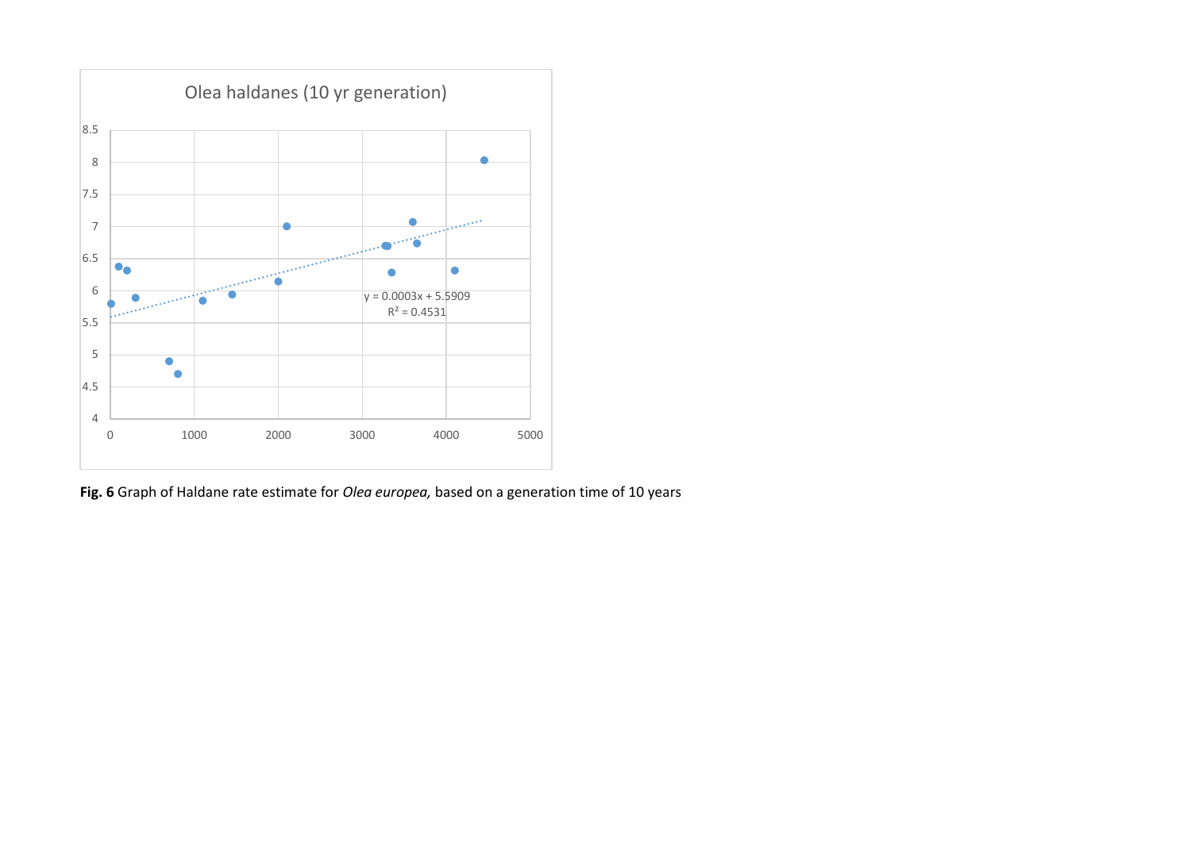**Fig. 6** Graph of Haldane rate estimate for *Olea europea,* based on a generation time of 10 years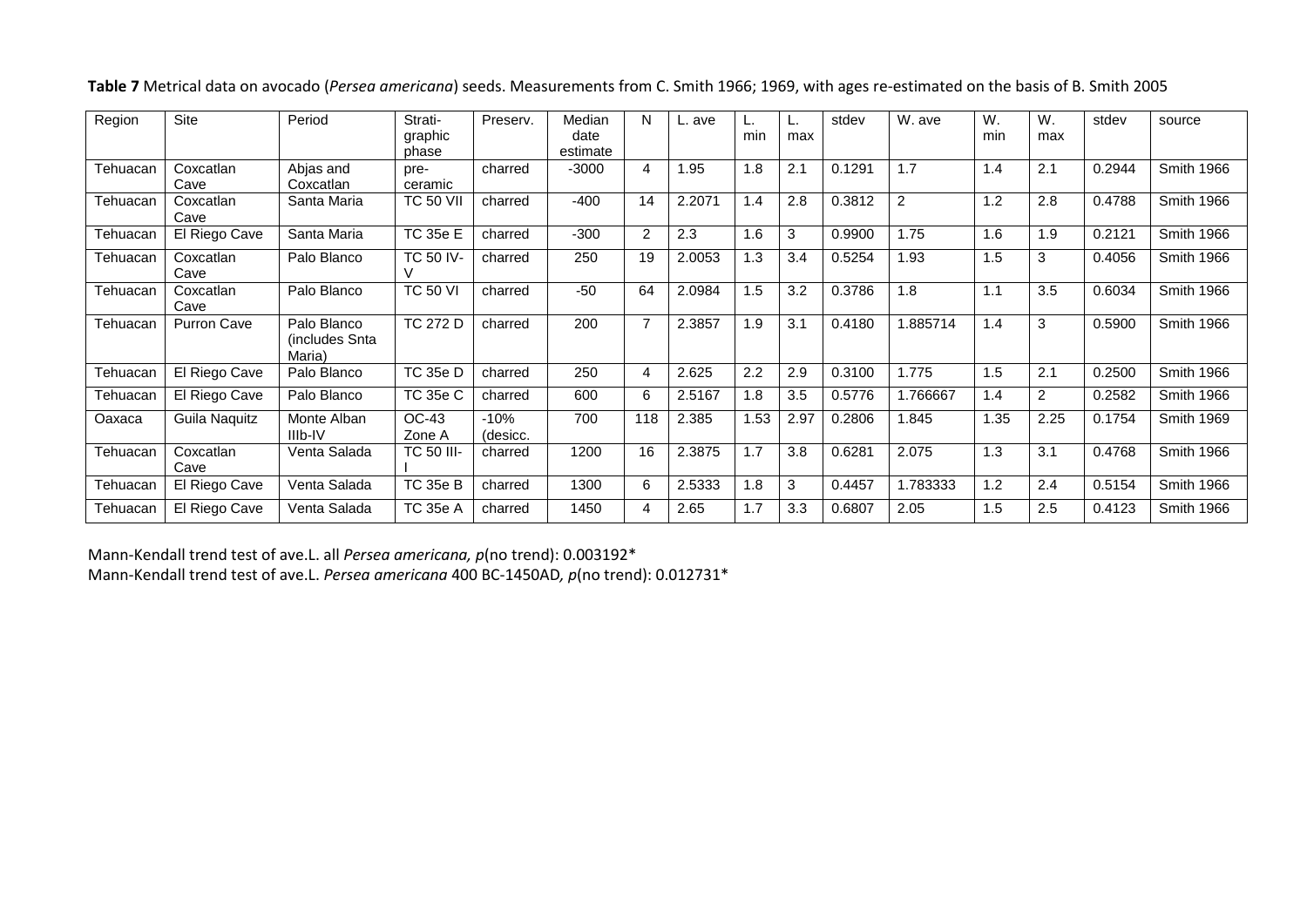**Table 7** Metrical data on avocado (*Persea americana*) seeds. Measurements from C. Smith 1966; 1969, with ages re-estimated on the basis of B. Smith 2005

| Region | Site | Period | Strati-graphic phase | Preserv. | Median date estimate | N | L. ave | L. min | L. max | stdev | W. ave | W. min | W. max | stdev | source |
|---|---|---|---|---|---|---|---|---|---|---|---|---|---|---|---|
| Tehuacan | Coxcatlan Cave | Abjas and Coxcatlan | pre-ceramic | charred | -3000 | 4 | 1.95 | 1.8 | 2.1 | 0.1291 | 1.7 | 1.4 | 2.1 | 0.2944 | Smith 1966 |
| Tehuacan | Coxcatlan Cave | Santa Maria | TC 50 VII | charred | -400 | 14 | 2.2071 | 1.4 | 2.8 | 0.3812 | 2 | 1.2 | 2.8 | 0.4788 | Smith 1966 |
| Tehuacan | El Riego Cave | Santa Maria | TC 35e E | charred | -300 | 2 | 2.3 | 1.6 | 3 | 0.9900 | 1.75 | 1.6 | 1.9 | 0.2121 | Smith 1966 |
| Tehuacan | Coxcatlan Cave | Palo Blanco | TC 50 IV-V | charred | 250 | 19 | 2.0053 | 1.3 | 3.4 | 0.5254 | 1.93 | 1.5 | 3 | 0.4056 | Smith 1966 |
| Tehuacan | Coxcatlan Cave | Palo Blanco | TC 50 VI | charred | -50 | 64 | 2.0984 | 1.5 | 3.2 | 0.3786 | 1.8 | 1.1 | 3.5 | 0.6034 | Smith 1966 |
| Tehuacan | Purron Cave | Palo Blanco (includes Snta Maria) | TC 272 D | charred | 200 | 7 | 2.3857 | 1.9 | 3.1 | 0.4180 | 1.885714 | 1.4 | 3 | 0.5900 | Smith 1966 |
| Tehuacan | El Riego Cave | Palo Blanco | TC 35e D | charred | 250 | 4 | 2.625 | 2.2 | 2.9 | 0.3100 | 1.775 | 1.5 | 2.1 | 0.2500 | Smith 1966 |
| Tehuacan | El Riego Cave | Palo Blanco | TC 35e C | charred | 600 | 6 | 2.5167 | 1.8 | 3.5 | 0.5776 | 1.766667 | 1.4 | 2 | 0.2582 | Smith 1966 |
| Oaxaca | Guila Naquitz | Monte Alban IIIb-IV | OC-43 Zone A | -10% (desicc. | 700 | 118 | 2.385 | 1.53 | 2.97 | 0.2806 | 1.845 | 1.35 | 2.25 | 0.1754 | Smith 1969 |
| Tehuacan | Coxcatlan Cave | Venta Salada | TC 50 III-I | charred | 1200 | 16 | 2.3875 | 1.7 | 3.8 | 0.6281 | 2.075 | 1.3 | 3.1 | 0.4768 | Smith 1966 |
| Tehuacan | El Riego Cave | Venta Salada | TC 35e B | charred | 1300 | 6 | 2.5333 | 1.8 | 3 | 0.4457 | 1.783333 | 1.2 | 2.4 | 0.5154 | Smith 1966 |
| Tehuacan | El Riego Cave | Venta Salada | TC 35e A | charred | 1450 | 4 | 2.65 | 1.7 | 3.3 | 0.6807 | 2.05 | 1.5 | 2.5 | 0.4123 | Smith 1966 |

Mann-Kendall trend test of ave.L. all *Persea americana, p*(no trend): 0.003192*
Mann-Kendall trend test of ave.L. *Persea americana* 400 BC-1450AD*, p*(no trend): 0.012731*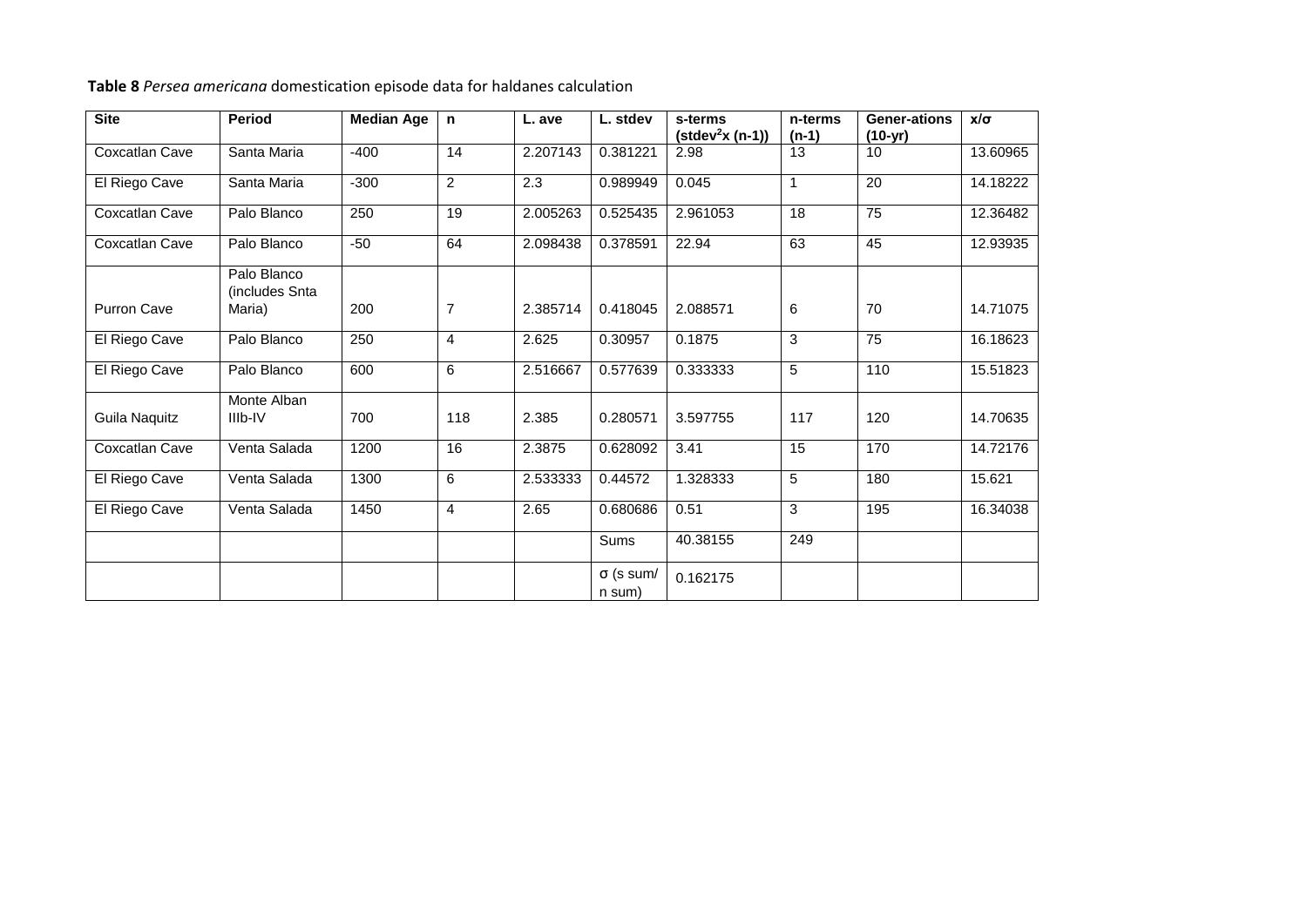**Table 8** *Persea americana* domestication episode data for haldanes calculation

| Site | Period | Median Age | n | L. ave | L. stdev | s-terms ($stdev^2$x (n-1)) | n-terms (n-1) | Gener-ations (10-yr) | x/σ |
|---|---|---|---|---|---|---|---|---|---|
| Coxcatlan Cave | Santa Maria | -400 | 14 | 2.207143 | 0.381221 | 2.98 | 13 | 10 | 13.60965 |
| El Riego Cave | Santa Maria | -300 | 2 | 2.3 | 0.989949 | 0.045 | 1 | 20 | 14.18222 |
| Coxcatlan Cave | Palo Blanco | 250 | 19 | 2.005263 | 0.525435 | 2.961053 | 18 | 75 | 12.36482 |
| Coxcatlan Cave | Palo Blanco | -50 | 64 | 2.098438 | 0.378591 | 22.94 | 63 | 45 | 12.93935 |
| Purron Cave | Palo Blanco (includes Snta Maria) | 200 | 7 | 2.385714 | 0.418045 | 2.088571 | 6 | 70 | 14.71075 |
| El Riego Cave | Palo Blanco | 250 | 4 | 2.625 | 0.30957 | 0.1875 | 3 | 75 | 16.18623 |
| El Riego Cave | Palo Blanco | 600 | 6 | 2.516667 | 0.577639 | 0.333333 | 5 | 110 | 15.51823 |
| Guila Naquitz | Monte Alban IIIb-IV | 700 | 118 | 2.385 | 0.280571 | 3.597755 | 117 | 120 | 14.70635 |
| Coxcatlan Cave | Venta Salada | 1200 | 16 | 2.3875 | 0.628092 | 3.41 | 15 | 170 | 14.72176 |
| El Riego Cave | Venta Salada | 1300 | 6 | 2.533333 | 0.44572 | 1.328333 | 5 | 180 | 15.621 |
| El Riego Cave | Venta Salada | 1450 | 4 | 2.65 | 0.680686 | 0.51 | 3 | 195 | 16.34038 |
| | | | | | Sums | 40.38155 | 249 | | |
| | | | | | σ (s sum/ n sum) | 0.162175 | | | |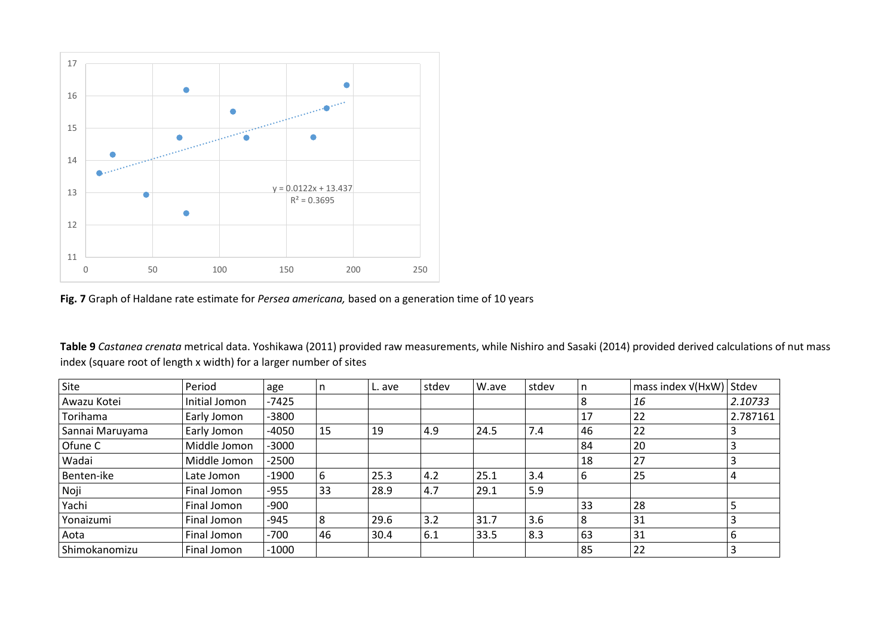**Fig. 7** Graph of Haldane rate estimate for *Persea americana,* based on a generation time of 10 years

**Table 9** *Castanea crenata* metrical data. Yoshikawa (2011) provided raw measurements, while Nishiro and Sasaki (2014) provided derived calculations of nut mass index (square root of length x width) for a larger number of sites

| Site | Period | age | n | L. ave | stdev | W.ave | stdev | n | mass index √(HxW) | Stdev |
|---|---|---|---|---|---|---|---|---|---|---|
| Awazu Kotei | Initial Jomon | -7425 | | | | | | 8 | *16* | *2.10733* |
| Torihama | Early Jomon | -3800 | | | | | | 17 | 22 | 2.787161 |
| Sannai Maruyama | Early Jomon | -4050 | 15 | 19 | 4.9 | 24.5 | 7.4 | 46 | 22 | 3 |
| Ofune C | Middle Jomon | -3000 | | | | | | 84 | 20 | 3 |
| Wadai | Middle Jomon | -2500 | | | | | | 18 | 27 | 3 |
| Benten-ike | Late Jomon | -1900 | 6 | 25.3 | 4.2 | 25.1 | 3.4 | 6 | 25 | 4 |
| Noji | Final Jomon | -955 | 33 | 28.9 | 4.7 | 29.1 | 5.9 | | | |
| Yachi | Final Jomon | -900 | | | | | | 33 | 28 | 5 |
| Yonaizumi | Final Jomon | -945 | 8 | 29.6 | 3.2 | 31.7 | 3.6 | 8 | 31 | 3 |
| Aota | Final Jomon | -700 | 46 | 30.4 | 6.1 | 33.5 | 8.3 | 63 | 31 | 6 |
| Shimokanomizu | Final Jomon | -1000 | | | | | | 85 | 22 | 3 |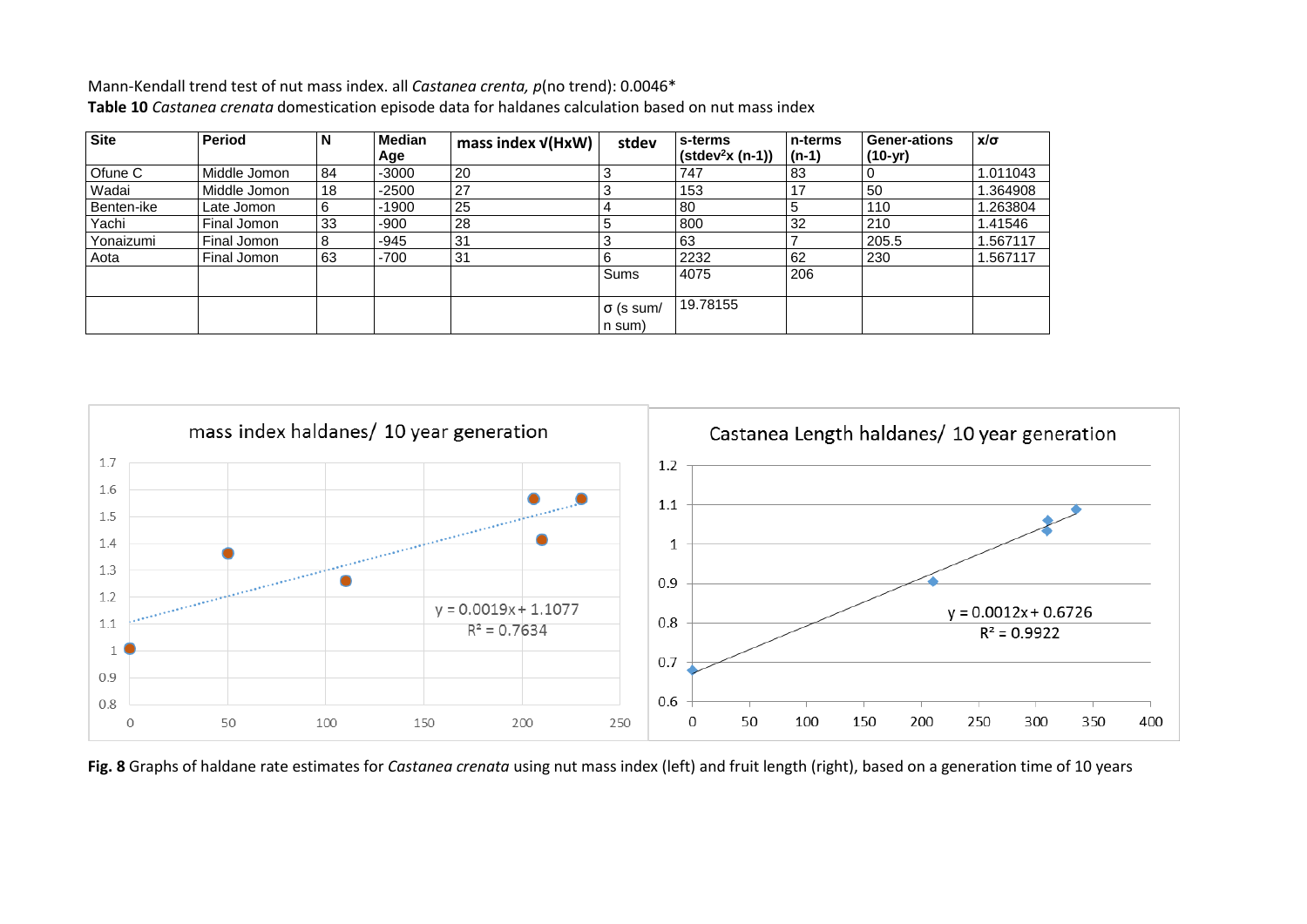Mann-Kendall trend test of nut mass index. all *Castanea crenta, p*(no trend): 0.0046*

**Table 10** *Castanea crenata* domestication episode data for haldanes calculation based on nut mass index

| Site | Period | N | Median Age | mass index √(HxW) | stdev | s-terms (stdev²x (n-1)) | n-terms (n-1) | Gener-ations (10-yr) | x/σ |
|---|---|---|---|---|---|---|---|---|---|
| Ofune C | Middle Jomon | 84 | -3000 | 20 | 3 | 747 | 83 | 0 | 1.011043 |
| Wadai | Middle Jomon | 18 | -2500 | 27 | 3 | 153 | 17 | 50 | 1.364908 |
| Benten-ike | Late Jomon | 6 | -1900 | 25 | 4 | 80 | 5 | 110 | 1.263804 |
| Yachi | Final Jomon | 33 | -900 | 28 | 5 | 800 | 32 | 210 | 1.41546 |
| Yonaizumi | Final Jomon | 8 | -945 | 31 | 3 | 63 | 7 | 205.5 | 1.567117 |
| Aota | Final Jomon | 63 | -700 | 31 | 6 | 2232 | 62 | 230 | 1.567117 |
| | | | | | Sums | 4075 | 206 | | |
| | | | | | σ (s sum/ n sum) | 19.78155 | | | |

**Fig. 8** Graphs of haldane rate estimates for *Castanea crenata* using nut mass index (left) and fruit length (right), based on a generation time of 10 years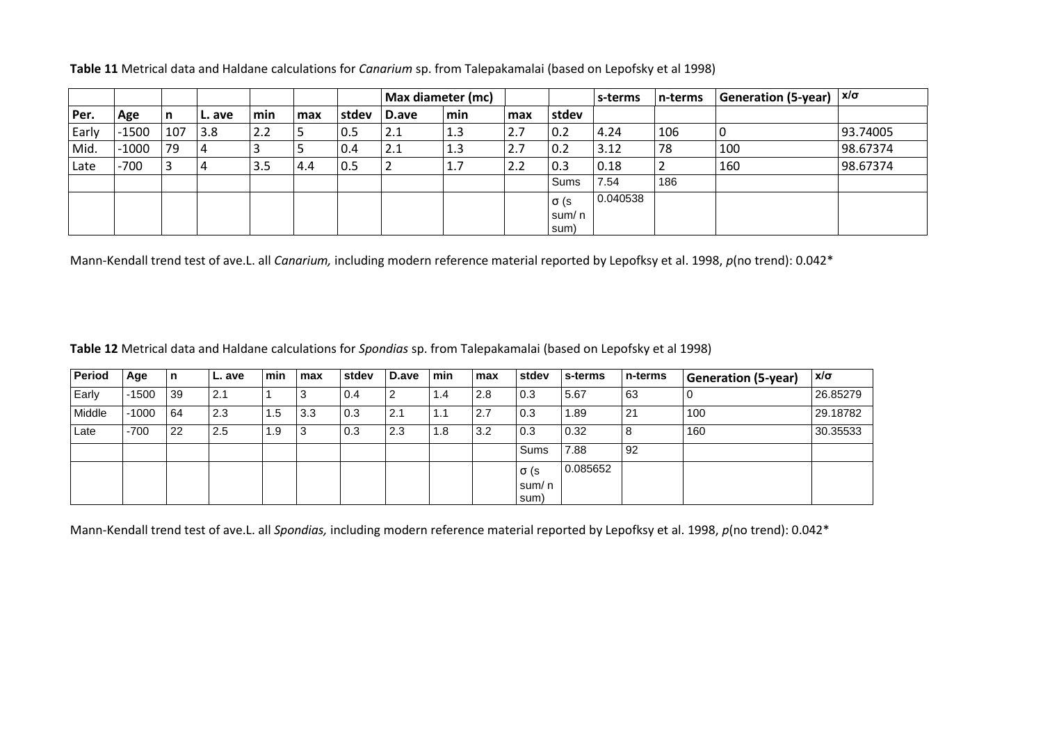**Table 11** Metrical data and Haldane calculations for *Canarium* sp. from Talepakamalai (based on Lepofsky et al 1998)

| | | | | | | | Max diameter (mc) | | | | s-terms | n-terms | Generation (5-year) | x/σ |
|---|---|---|---|---|---|---|---|---|---|---|---|---|---|---|
| Per. | Age | n | L. ave | min | max | stdev | D.ave | min | max | stdev | | | | |
| Early | -1500 | 107 | 3.8 | 2.2 | 5 | 0.5 | 2.1 | 1.3 | 2.7 | 0.2 | 4.24 | 106 | 0 | 93.74005 |
| Mid. | -1000 | 79 | 4 | 3 | 5 | 0.4 | 2.1 | 1.3 | 2.7 | 0.2 | 3.12 | 78 | 100 | 98.67374 |
| Late | -700 | 3 | 4 | 3.5 | 4.4 | 0.5 | 2 | 1.7 | 2.2 | 0.3 | 0.18 | 2 | 160 | 98.67374 |
| | | | | | | | | | | Sums | 7.54 | 186 | | |
| | | | | | | | | | | σ (s sum/ n sum) | 0.040538 | | | |

Mann-Kendall trend test of ave.L. all *Canarium,* including modern reference material reported by Lepofksy et al. 1998, *p*(no trend): 0.042*

**Table 12** Metrical data and Haldane calculations for *Spondias* sp. from Talepakamalai (based on Lepofsky et al 1998)

| Period | Age | n | L. ave | min | max | stdev | D.ave | min | max | stdev | s-terms | n-terms | Generation (5-year) | x/σ |
|---|---|---|---|---|---|---|---|---|---|---|---|---|---|---|
| Early | -1500 | 39 | 2.1 | 1 | 3 | 0.4 | 2 | 1.4 | 2.8 | 0.3 | 5.67 | 63 | 0 | 26.85279 |
| Middle | -1000 | 64 | 2.3 | 1.5 | 3.3 | 0.3 | 2.1 | 1.1 | 2.7 | 0.3 | 1.89 | 21 | 100 | 29.18782 |
| Late | -700 | 22 | 2.5 | 1.9 | 3 | 0.3 | 2.3 | 1.8 | 3.2 | 0.3 | 0.32 | 8 | 160 | 30.35533 |
| | | | | | | | | | | Sums | 7.88 | 92 | | |
| | | | | | | | | | | σ (s sum/ n sum) | 0.085652 | | | |

Mann-Kendall trend test of ave.L. all *Spondias,* including modern reference material reported by Lepofksy et al. 1998, *p*(no trend): 0.042*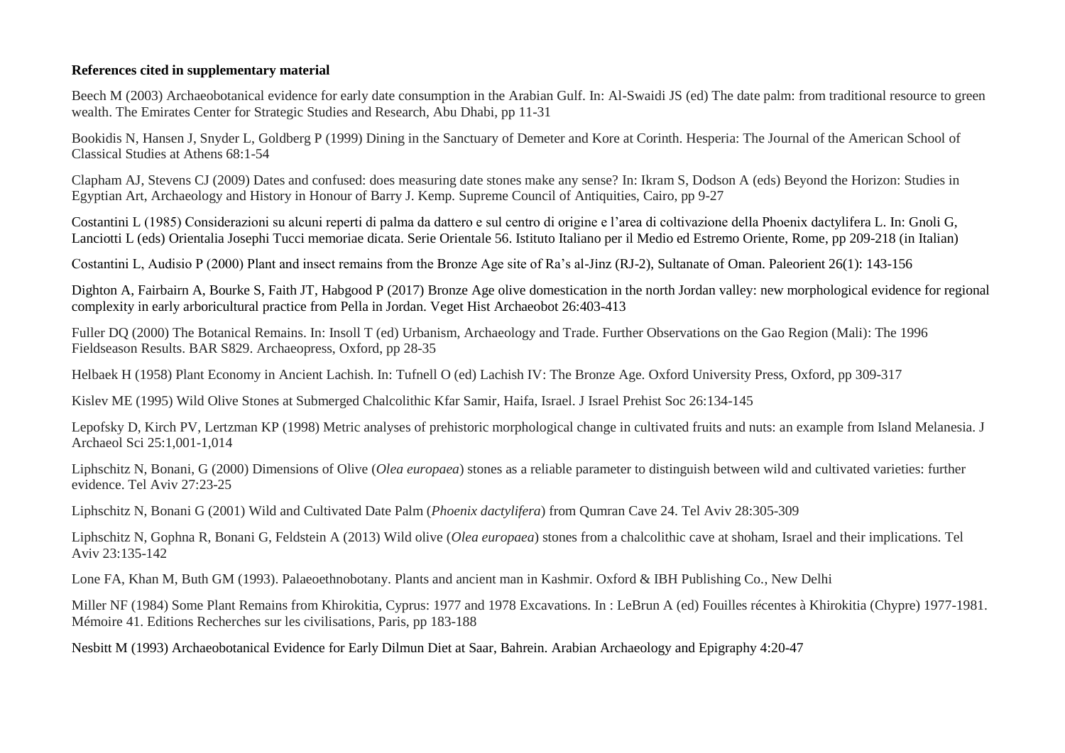**References cited in supplementary material**

Beech M (2003) Archaeobotanical evidence for early date consumption in the Arabian Gulf. In: Al-Swaidi JS (ed) The date palm: from traditional resource to green wealth. The Emirates Center for Strategic Studies and Research, Abu Dhabi, pp 11-31

Bookidis N, Hansen J, Snyder L, Goldberg P (1999) Dining in the Sanctuary of Demeter and Kore at Corinth. Hesperia: The Journal of the American School of Classical Studies at Athens 68:1-54

Clapham AJ, Stevens CJ (2009) Dates and confused: does measuring date stones make any sense? In: Ikram S, Dodson A (eds) Beyond the Horizon: Studies in Egyptian Art, Archaeology and History in Honour of Barry J. Kemp. Supreme Council of Antiquities, Cairo, pp 9-27

Costantini L (1985) Considerazioni su alcuni reperti di palma da dattero e sul centro di origine e l'area di coltivazione della Phoenix dactylifera L. In: Gnoli G, Lanciotti L (eds) Orientalia Josephi Tucci memoriae dicata. Serie Orientale 56. Istituto Italiano per il Medio ed Estremo Oriente, Rome, pp 209-218 (in Italian)

Costantini L, Audisio P (2000) Plant and insect remains from the Bronze Age site of Ra's al-Jinz (RJ-2), Sultanate of Oman. Paleorient 26(1): 143-156

Dighton A, Fairbairn A, Bourke S, Faith JT, Habgood P (2017) Bronze Age olive domestication in the north Jordan valley: new morphological evidence for regional complexity in early arboricultural practice from Pella in Jordan. Veget Hist Archaeobot 26:403-413

Fuller DQ (2000) The Botanical Remains. In: Insoll T (ed) Urbanism, Archaeology and Trade. Further Observations on the Gao Region (Mali): The 1996 Fieldseason Results. BAR S829. Archaeopress, Oxford, pp 28-35

Helbaek H (1958) Plant Economy in Ancient Lachish. In: Tufnell O (ed) Lachish IV: The Bronze Age. Oxford University Press, Oxford, pp 309-317

Kislev ME (1995) Wild Olive Stones at Submerged Chalcolithic Kfar Samir, Haifa, Israel. J Israel Prehist Soc 26:134-145

Lepofsky D, Kirch PV, Lertzman KP (1998) Metric analyses of prehistoric morphological change in cultivated fruits and nuts: an example from Island Melanesia. J Archaeol Sci 25:1,001-1,014

Liphschitz N, Bonani, G (2000) Dimensions of Olive (*Olea europaea*) stones as a reliable parameter to distinguish between wild and cultivated varieties: further evidence. Tel Aviv 27:23-25

Liphschitz N, Bonani G (2001) Wild and Cultivated Date Palm (*Phoenix dactylifera*) from Qumran Cave 24. Tel Aviv 28:305-309

Liphschitz N, Gophna R, Bonani G, Feldstein A (2013) Wild olive (*Olea europaea*) stones from a chalcolithic cave at shoham, Israel and their implications. Tel Aviv 23:135-142

Lone FA, Khan M, Buth GM (1993). Palaeoethnobotany. Plants and ancient man in Kashmir. Oxford & IBH Publishing Co., New Delhi

Miller NF (1984) Some Plant Remains from Khirokitia, Cyprus: 1977 and 1978 Excavations. In : LeBrun A (ed) Fouilles récentes à Khirokitia (Chypre) 1977-1981. Mémoire 41. Editions Recherches sur les civilisations, Paris, pp 183-188

Nesbitt M (1993) Archaeobotanical Evidence for Early Dilmun Diet at Saar, Bahrein. Arabian Archaeology and Epigraphy 4:20-47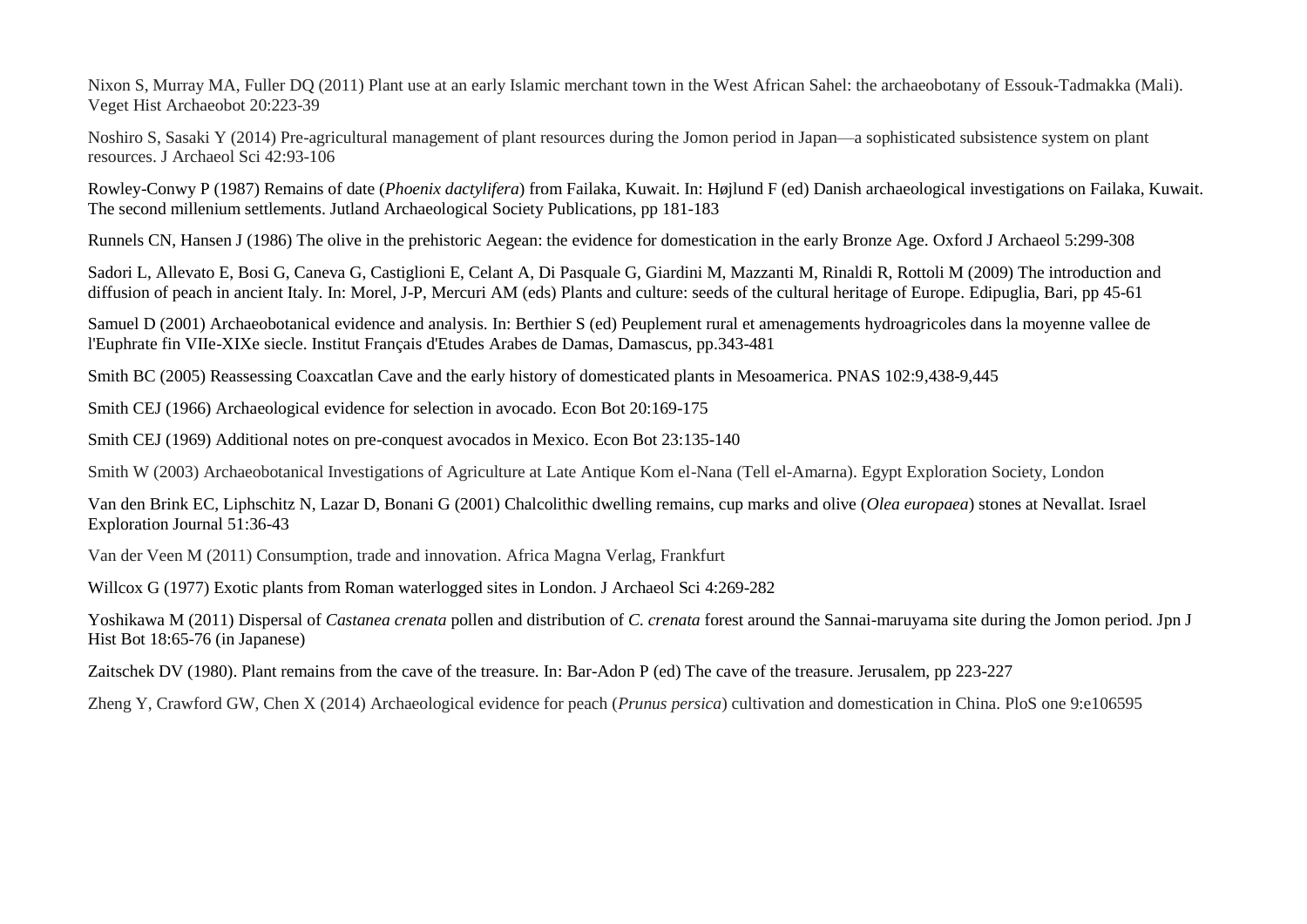Nixon S, Murray MA, Fuller DQ (2011) Plant use at an early Islamic merchant town in the West African Sahel: the archaeobotany of Essouk-Tadmakka (Mali). Veget Hist Archaeobot 20:223-39

Noshiro S, Sasaki Y (2014) Pre-agricultural management of plant resources during the Jomon period in Japan—a sophisticated subsistence system on plant resources. J Archaeol Sci 42:93-106

Rowley-Conwy P (1987) Remains of date (*Phoenix dactylifera*) from Failaka, Kuwait. In: Højlund F (ed) Danish archaeological investigations on Failaka, Kuwait. The second millenium settlements. Jutland Archaeological Society Publications, pp 181-183

Runnels CN, Hansen J (1986) The olive in the prehistoric Aegean: the evidence for domestication in the early Bronze Age. Oxford J Archaeol 5:299-308

Sadori L, Allevato E, Bosi G, Caneva G, Castiglioni E, Celant A, Di Pasquale G, Giardini M, Mazzanti M, Rinaldi R, Rottoli M (2009) The introduction and diffusion of peach in ancient Italy. In: Morel, J-P, Mercuri AM (eds) Plants and culture: seeds of the cultural heritage of Europe. Edipuglia, Bari, pp 45-61

Samuel D (2001) Archaeobotanical evidence and analysis. In: Berthier S (ed) Peuplement rural et amenagements hydroagricoles dans la moyenne vallee de l'Euphrate fin VIIe-XIXe siecle. Institut Français d'Etudes Arabes de Damas, Damascus, pp.343-481

Smith BC (2005) Reassessing Coaxcatlan Cave and the early history of domesticated plants in Mesoamerica. PNAS 102:9,438-9,445

Smith CEJ (1966) Archaeological evidence for selection in avocado. Econ Bot 20:169-175

Smith CEJ (1969) Additional notes on pre-conquest avocados in Mexico. Econ Bot 23:135-140

Smith W (2003) Archaeobotanical Investigations of Agriculture at Late Antique Kom el-Nana (Tell el-Amarna). Egypt Exploration Society, London

Van den Brink EC, Liphschitz N, Lazar D, Bonani G (2001) Chalcolithic dwelling remains, cup marks and olive (*Olea europaea*) stones at Nevallat. Israel Exploration Journal 51:36-43

Van der Veen M (2011) Consumption, trade and innovation. Africa Magna Verlag, Frankfurt

Willcox G (1977) Exotic plants from Roman waterlogged sites in London. J Archaeol Sci 4:269-282

Yoshikawa M (2011) Dispersal of *Castanea crenata* pollen and distribution of *C. crenata* forest around the Sannai-maruyama site during the Jomon period. Jpn J Hist Bot 18:65-76 (in Japanese)

Zaitschek DV (1980). Plant remains from the cave of the treasure. In: Bar-Adon P (ed) The cave of the treasure. Jerusalem, pp 223-227

Zheng Y, Crawford GW, Chen X (2014) Archaeological evidence for peach (*Prunus persica*) cultivation and domestication in China. PloS one 9:e106595